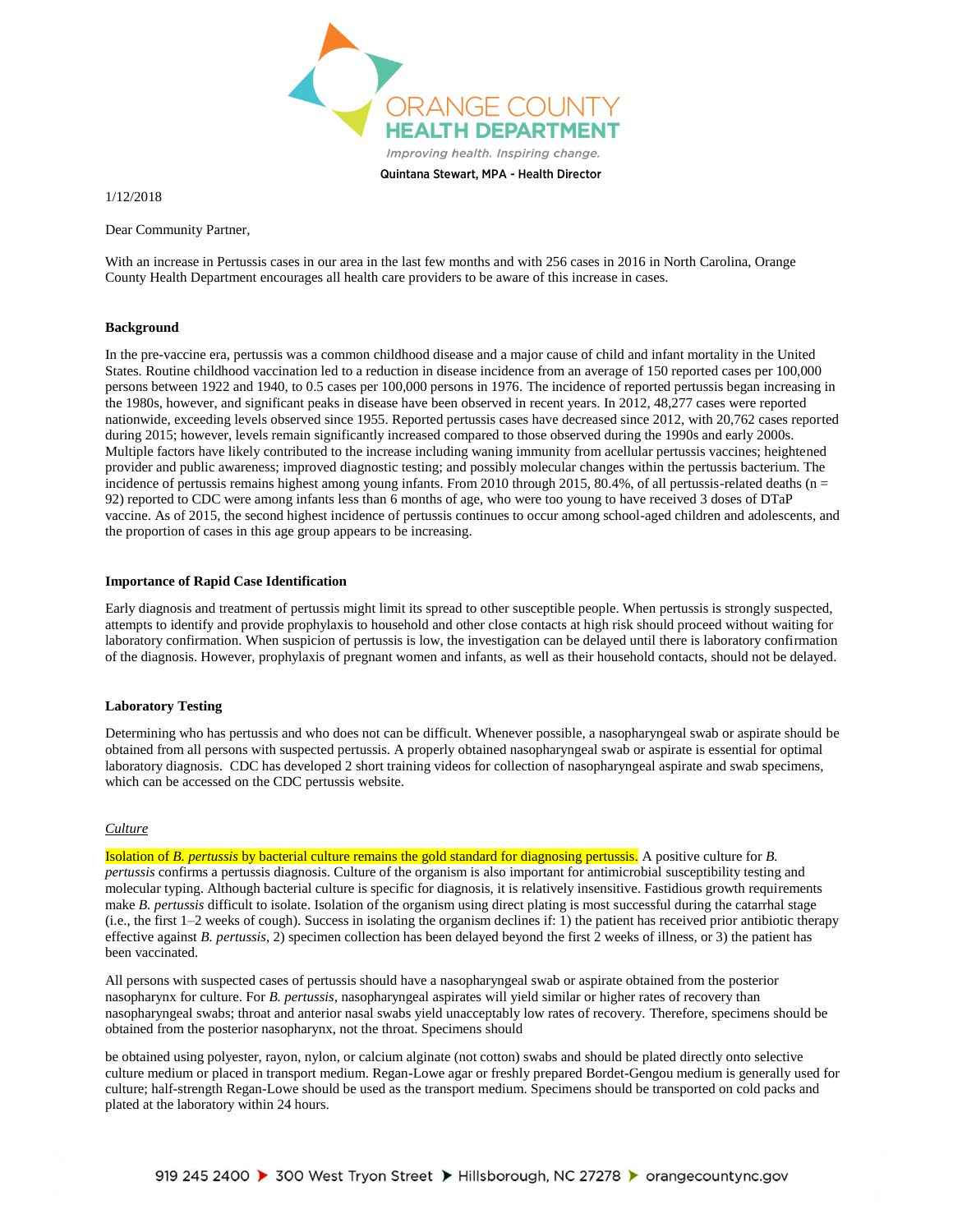ORANGE COUNTY HEALTH DEPARTMENT

*Improving health. Inspiring change.*

Quintana Stewart, MPA - Health Director

1/12/2018

Dear Community Partner,

With an increase in Pertussis cases in our area in the last few months and with 256 cases in 2016 in North Carolina, Orange County Health Department encourages all health care providers to be aware of this increase in cases.

**Background**

In the pre-vaccine era, pertussis was a common childhood disease and a major cause of child and infant mortality in the United States. Routine childhood vaccination led to a reduction in disease incidence from an average of 150 reported cases per 100,000 persons between 1922 and 1940, to 0.5 cases per 100,000 persons in 1976. The incidence of reported pertussis began increasing in the 1980s, however, and significant peaks in disease have been observed in recent years. In 2012, 48,277 cases were reported nationwide, exceeding levels observed since 1955. Reported pertussis cases have decreased since 2012, with 20,762 cases reported during 2015; however, levels remain significantly increased compared to those observed during the 1990s and early 2000s. Multiple factors have likely contributed to the increase including waning immunity from acellular pertussis vaccines; heightened provider and public awareness; improved diagnostic testing; and possibly molecular changes within the pertussis bacterium. The incidence of pertussis remains highest among young infants. From 2010 through 2015, 80.4%, of all pertussis-related deaths (n = 92) reported to CDC were among infants less than 6 months of age, who were too young to have received 3 doses of DTaP vaccine. As of 2015, the second highest incidence of pertussis continues to occur among school-aged children and adolescents, and the proportion of cases in this age group appears to be increasing.

**Importance of Rapid Case Identification**

Early diagnosis and treatment of pertussis might limit its spread to other susceptible people. When pertussis is strongly suspected, attempts to identify and provide prophylaxis to household and other close contacts at high risk should proceed without waiting for laboratory confirmation. When suspicion of pertussis is low, the investigation can be delayed until there is laboratory confirmation of the diagnosis. However, prophylaxis of pregnant women and infants, as well as their household contacts, should not be delayed.

**Laboratory Testing**

Determining who has pertussis and who does not can be difficult. Whenever possible, a nasopharyngeal swab or aspirate should be obtained from all persons with suspected pertussis. A properly obtained nasopharyngeal swab or aspirate is essential for optimal laboratory diagnosis. CDC has developed 2 short training videos for collection of nasopharyngeal aspirate and swab specimens, which can be accessed on the CDC pertussis website.

*Culture*

Isolation of *B. pertussis* by bacterial culture remains the gold standard for diagnosing pertussis. A positive culture for *B. pertussis* confirms a pertussis diagnosis. Culture of the organism is also important for antimicrobial susceptibility testing and molecular typing. Although bacterial culture is specific for diagnosis, it is relatively insensitive. Fastidious growth requirements make *B. pertussis* difficult to isolate. Isolation of the organism using direct plating is most successful during the catarrhal stage (i.e., the first 1–2 weeks of cough). Success in isolating the organism declines if: 1) the patient has received prior antibiotic therapy effective against *B. pertussis*, 2) specimen collection has been delayed beyond the first 2 weeks of illness, or 3) the patient has been vaccinated.

All persons with suspected cases of pertussis should have a nasopharyngeal swab or aspirate obtained from the posterior nasopharynx for culture. For *B. pertussis*, nasopharyngeal aspirates will yield similar or higher rates of recovery than nasopharyngeal swabs; throat and anterior nasal swabs yield unacceptably low rates of recovery. Therefore, specimens should be obtained from the posterior nasopharynx, not the throat. Specimens should be obtained using polyester, rayon, nylon, or calcium alginate (not cotton) swabs and should be plated directly onto selective culture medium or placed in transport medium. Regan-Lowe agar or freshly prepared Bordet-Gengou medium is generally used for culture; half-strength Regan-Lowe should be used as the transport medium. Specimens should be transported on cold packs and plated at the laboratory within 24 hours.

919 245 2400 ▸ 300 West Tryon Street ▸ Hillsborough, NC 27278 ▸ orangecountync.gov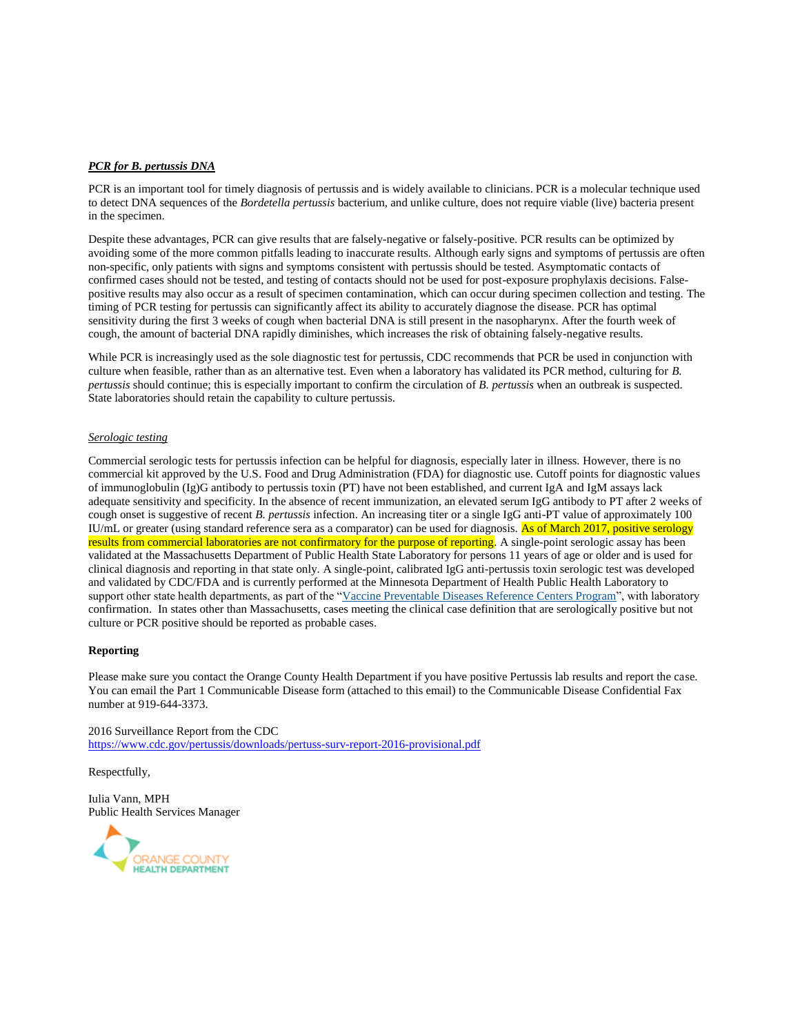***PCR for B. pertussis DNA***

PCR is an important tool for timely diagnosis of pertussis and is widely available to clinicians. PCR is a molecular technique used to detect DNA sequences of the *Bordetella pertussis* bacterium, and unlike culture, does not require viable (live) bacteria present in the specimen.

Despite these advantages, PCR can give results that are falsely-negative or falsely-positive. PCR results can be optimized by avoiding some of the more common pitfalls leading to inaccurate results. Although early signs and symptoms of pertussis are often non-specific, only patients with signs and symptoms consistent with pertussis should be tested. Asymptomatic contacts of confirmed cases should not be tested, and testing of contacts should not be used for post-exposure prophylaxis decisions. False-positive results may also occur as a result of specimen contamination, which can occur during specimen collection and testing. The timing of PCR testing for pertussis can significantly affect its ability to accurately diagnose the disease. PCR has optimal sensitivity during the first 3 weeks of cough when bacterial DNA is still present in the nasopharynx. After the fourth week of cough, the amount of bacterial DNA rapidly diminishes, which increases the risk of obtaining falsely-negative results.

While PCR is increasingly used as the sole diagnostic test for pertussis, CDC recommends that PCR be used in conjunction with culture when feasible, rather than as an alternative test. Even when a laboratory has validated its PCR method, culturing for *B. pertussis* should continue; this is especially important to confirm the circulation of *B. pertussis* when an outbreak is suspected. State laboratories should retain the capability to culture pertussis.

*Serologic testing*

Commercial serologic tests for pertussis infection can be helpful for diagnosis, especially later in illness. However, there is no commercial kit approved by the U.S. Food and Drug Administration (FDA) for diagnostic use. Cutoff points for diagnostic values of immunoglobulin (Ig)G antibody to pertussis toxin (PT) have not been established, and current IgA and IgM assays lack adequate sensitivity and specificity. In the absence of recent immunization, an elevated serum IgG antibody to PT after 2 weeks of cough onset is suggestive of recent *B. pertussis* infection. An increasing titer or a single IgG anti-PT value of approximately 100 IU/mL or greater (using standard reference sera as a comparator) can be used for diagnosis. As of March 2017, positive serology results from commercial laboratories are not confirmatory for the purpose of reporting. A single-point serologic assay has been validated at the Massachusetts Department of Public Health State Laboratory for persons 11 years of age or older and is used for clinical diagnosis and reporting in that state only. A single-point, calibrated IgG anti-pertussis toxin serologic test was developed and validated by CDC/FDA and is currently performed at the Minnesota Department of Health Public Health Laboratory to support other state health departments, as part of the "Vaccine Preventable Diseases Reference Centers Program", with laboratory confirmation. In states other than Massachusetts, cases meeting the clinical case definition that are serologically positive but not culture or PCR positive should be reported as probable cases.

**Reporting**

Please make sure you contact the Orange County Health Department if you have positive Pertussis lab results and report the case. You can email the Part 1 Communicable Disease form (attached to this email) to the Communicable Disease Confidential Fax number at 919-644-3373.

2016 Surveillance Report from the CDC
https://www.cdc.gov/pertussis/downloads/pertuss-surv-report-2016-provisional.pdf

Respectfully,

Iulia Vann, MPH
Public Health Services Manager

ORANGE COUNTY
HEALTH DEPARTMENT